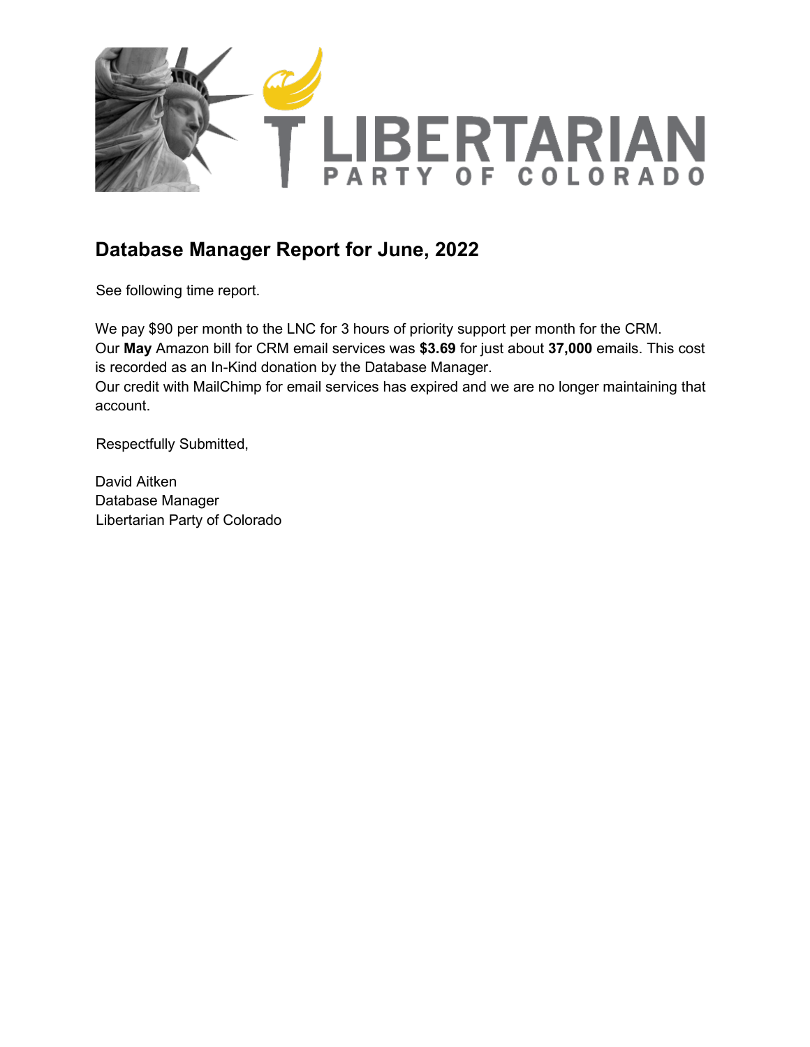# Database Manager Report for June, 2022

See following time report.

We pay $90 per month to the LNC for 3 hours of priority support per month for the CRM.
Our **May** Amazon bill for CRM email services was **$3.69** for just about **37,000** emails. This cost is recorded as an In-Kind donation by the Database Manager.
Our credit with MailChimp for email services has expired and we are no longer maintaining that account.

Respectfully Submitted,

David Aitken
Database Manager
Libertarian Party of Colorado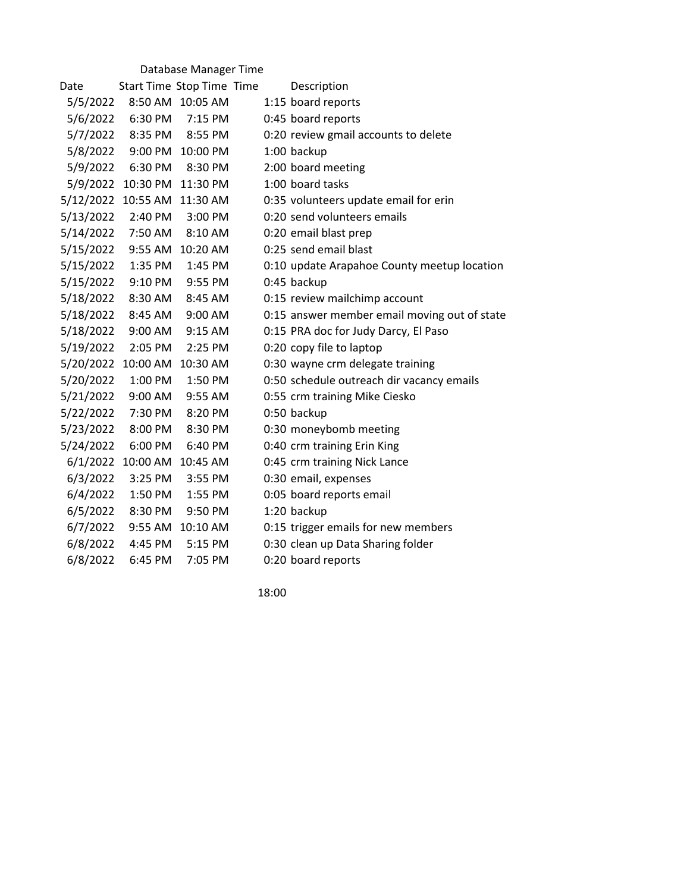Database Manager Time

| Date | Start Time | Stop Time | Time | Description |
|---|---|---|---|---|
| 5/5/2022 | 8:50 AM | 10:05 AM | 1:15 | board reports |
| 5/6/2022 | 6:30 PM | 7:15 PM | 0:45 | board reports |
| 5/7/2022 | 8:35 PM | 8:55 PM | 0:20 | review gmail accounts to delete |
| 5/8/2022 | 9:00 PM | 10:00 PM | 1:00 | backup |
| 5/9/2022 | 6:30 PM | 8:30 PM | 2:00 | board meeting |
| 5/9/2022 | 10:30 PM | 11:30 PM | 1:00 | board tasks |
| 5/12/2022 | 10:55 AM | 11:30 AM | 0:35 | volunteers update email for erin |
| 5/13/2022 | 2:40 PM | 3:00 PM | 0:20 | send volunteers emails |
| 5/14/2022 | 7:50 AM | 8:10 AM | 0:20 | email blast prep |
| 5/15/2022 | 9:55 AM | 10:20 AM | 0:25 | send email blast |
| 5/15/2022 | 1:35 PM | 1:45 PM | 0:10 | update Arapahoe County meetup location |
| 5/15/2022 | 9:10 PM | 9:55 PM | 0:45 | backup |
| 5/18/2022 | 8:30 AM | 8:45 AM | 0:15 | review mailchimp account |
| 5/18/2022 | 8:45 AM | 9:00 AM | 0:15 | answer member email moving out of state |
| 5/18/2022 | 9:00 AM | 9:15 AM | 0:15 | PRA doc for Judy Darcy, El Paso |
| 5/19/2022 | 2:05 PM | 2:25 PM | 0:20 | copy file to laptop |
| 5/20/2022 | 10:00 AM | 10:30 AM | 0:30 | wayne crm delegate training |
| 5/20/2022 | 1:00 PM | 1:50 PM | 0:50 | schedule outreach dir vacancy emails |
| 5/21/2022 | 9:00 AM | 9:55 AM | 0:55 | crm training Mike Ciesko |
| 5/22/2022 | 7:30 PM | 8:20 PM | 0:50 | backup |
| 5/23/2022 | 8:00 PM | 8:30 PM | 0:30 | moneybomb meeting |
| 5/24/2022 | 6:00 PM | 6:40 PM | 0:40 | crm training Erin King |
| 6/1/2022 | 10:00 AM | 10:45 AM | 0:45 | crm training Nick Lance |
| 6/3/2022 | 3:25 PM | 3:55 PM | 0:30 | email, expenses |
| 6/4/2022 | 1:50 PM | 1:55 PM | 0:05 | board reports email |
| 6/5/2022 | 8:30 PM | 9:50 PM | 1:20 | backup |
| 6/7/2022 | 9:55 AM | 10:10 AM | 0:15 | trigger emails for new members |
| 6/8/2022 | 4:45 PM | 5:15 PM | 0:30 | clean up Data Sharing folder |
| 6/8/2022 | 6:45 PM | 7:05 PM | 0:20 | board reports |
| | | | 18:00 | |